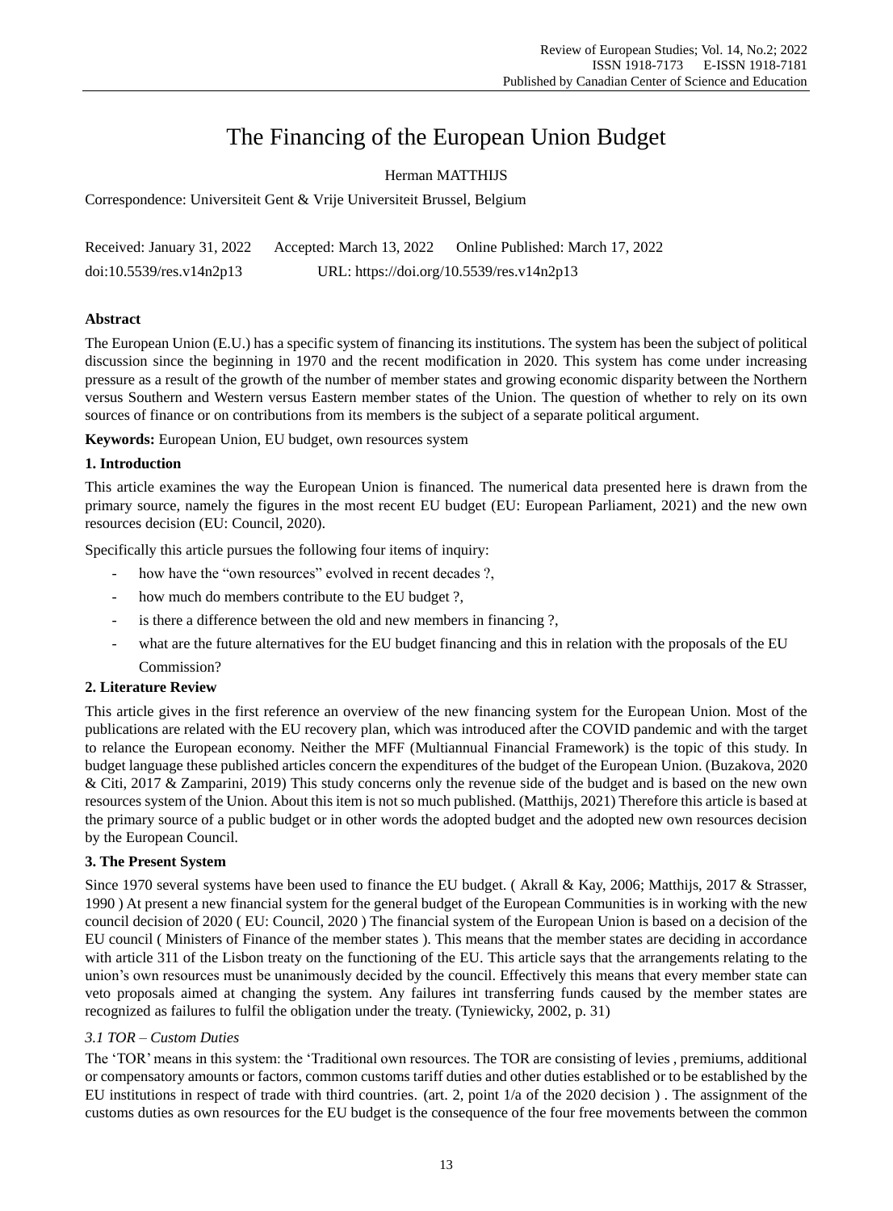# The Financing of the European Union Budget

Herman MATTHIJS

Correspondence: Universiteit Gent & Vrije Universiteit Brussel, Belgium

Received: January 31, 2022  Accepted: March 13, 2022  Online Published: March 17, 2022

doi:10.5539/res.v14n2p13  URL: https://doi.org/10.5539/res.v14n2p13

**Abstract**

The European Union (E.U.) has a specific system of financing its institutions. The system has been the subject of political discussion since the beginning in 1970 and the recent modification in 2020. This system has come under increasing pressure as a result of the growth of the number of member states and growing economic disparity between the Northern versus Southern and Western versus Eastern member states of the Union. The question of whether to rely on its own sources of finance or on contributions from its members is the subject of a separate political argument.

**Keywords:** European Union, EU budget, own resources system

## 1. Introduction

This article examines the way the European Union is financed. The numerical data presented here is drawn from the primary source, namely the figures in the most recent EU budget (EU: European Parliament, 2021) and the new own resources decision (EU: Council, 2020).

Specifically this article pursues the following four items of inquiry:

- how have the "own resources" evolved in recent decades ?,
- how much do members contribute to the EU budget ?,
- is there a difference between the old and new members in financing ?,
- what are the future alternatives for the EU budget financing and this in relation with the proposals of the EU Commission?

## 2. Literature Review

This article gives in the first reference an overview of the new financing system for the European Union. Most of the publications are related with the EU recovery plan, which was introduced after the COVID pandemic and with the target to relance the European economy. Neither the MFF (Multiannual Financial Framework) is the topic of this study. In budget language these published articles concern the expenditures of the budget of the European Union. (Buzakova, 2020 & Citi, 2017 & Zamparini, 2019) This study concerns only the revenue side of the budget and is based on the new own resources system of the Union. About this item is not so much published. (Matthijs, 2021) Therefore this article is based at the primary source of a public budget or in other words the adopted budget and the adopted new own resources decision by the European Council.

## 3. The Present System

Since 1970 several systems have been used to finance the EU budget. ( Akrall & Kay, 2006; Matthijs, 2017 & Strasser, 1990 ) At present a new financial system for the general budget of the European Communities is in working with the new council decision of 2020 ( EU: Council, 2020 ) The financial system of the European Union is based on a decision of the EU council ( Ministers of Finance of the member states ). This means that the member states are deciding in accordance with article 311 of the Lisbon treaty on the functioning of the EU. This article says that the arrangements relating to the union's own resources must be unanimously decided by the council. Effectively this means that every member state can veto proposals aimed at changing the system. Any failures int transferring funds caused by the member states are recognized as failures to fulfil the obligation under the treaty. (Tyniewicky, 2002, p. 31)

### *3.1 TOR – Custom Duties*

The 'TOR' means in this system: the 'Traditional own resources. The TOR are consisting of levies , premiums, additional or compensatory amounts or factors, common customs tariff duties and other duties established or to be established by the EU institutions in respect of trade with third countries. (art. 2, point 1/a of the 2020 decision ) . The assignment of the customs duties as own resources for the EU budget is the consequence of the four free movements between the common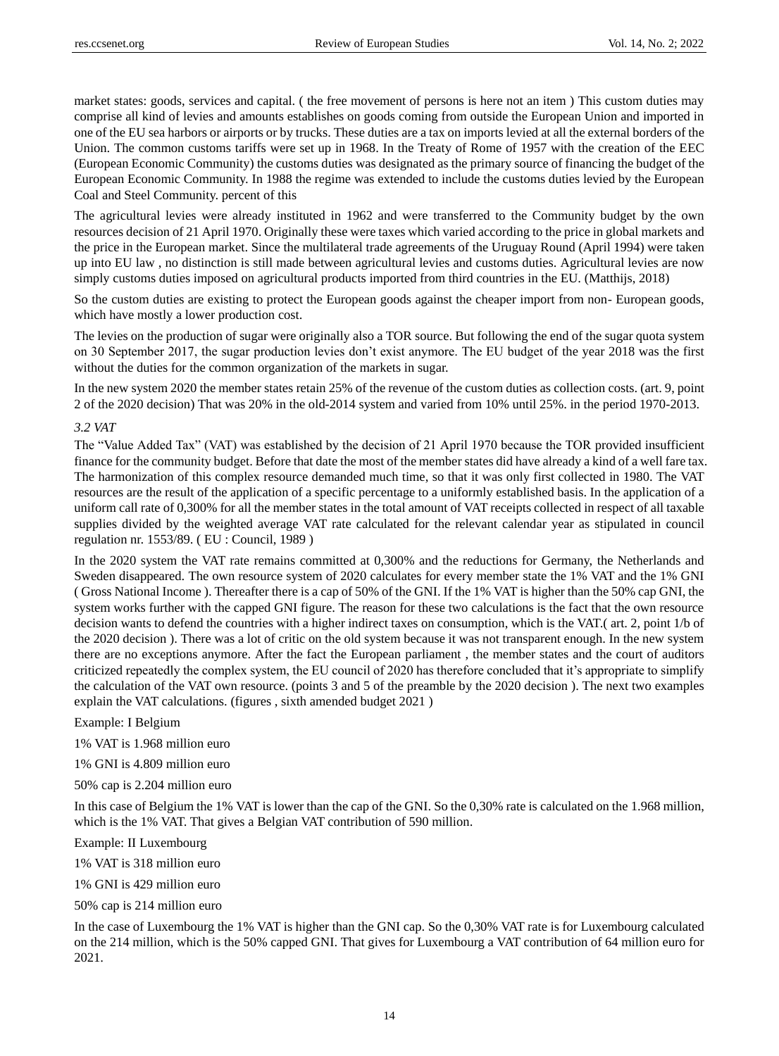market states: goods, services and capital. ( the free movement of persons is here not an item ) This custom duties may comprise all kind of levies and amounts establishes on goods coming from outside the European Union and imported in one of the EU sea harbors or airports or by trucks. These duties are a tax on imports levied at all the external borders of the Union. The common customs tariffs were set up in 1968. In the Treaty of Rome of 1957 with the creation of the EEC (European Economic Community) the customs duties was designated as the primary source of financing the budget of the European Economic Community. In 1988 the regime was extended to include the customs duties levied by the European Coal and Steel Community. percent of this

The agricultural levies were already instituted in 1962 and were transferred to the Community budget by the own resources decision of 21 April 1970. Originally these were taxes which varied according to the price in global markets and the price in the European market. Since the multilateral trade agreements of the Uruguay Round (April 1994) were taken up into EU law , no distinction is still made between agricultural levies and customs duties. Agricultural levies are now simply customs duties imposed on agricultural products imported from third countries in the EU. (Matthijs, 2018)

So the custom duties are existing to protect the European goods against the cheaper import from non- European goods, which have mostly a lower production cost.

The levies on the production of sugar were originally also a TOR source. But following the end of the sugar quota system on 30 September 2017, the sugar production levies don't exist anymore. The EU budget of the year 2018 was the first without the duties for the common organization of the markets in sugar.

In the new system 2020 the member states retain 25% of the revenue of the custom duties as collection costs. (art. 9, point 2 of the 2020 decision) That was 20% in the old-2014 system and varied from 10% until 25%. in the period 1970-2013.

### *3.2 VAT*

The "Value Added Tax" (VAT) was established by the decision of 21 April 1970 because the TOR provided insufficient finance for the community budget. Before that date the most of the member states did have already a kind of a well fare tax. The harmonization of this complex resource demanded much time, so that it was only first collected in 1980. The VAT resources are the result of the application of a specific percentage to a uniformly established basis. In the application of a uniform call rate of 0,300% for all the member states in the total amount of VAT receipts collected in respect of all taxable supplies divided by the weighted average VAT rate calculated for the relevant calendar year as stipulated in council regulation nr. 1553/89. ( EU : Council, 1989 )

In the 2020 system the VAT rate remains committed at 0,300% and the reductions for Germany, the Netherlands and Sweden disappeared. The own resource system of 2020 calculates for every member state the 1% VAT and the 1% GNI ( Gross National Income ). Thereafter there is a cap of 50% of the GNI. If the 1% VAT is higher than the 50% cap GNI, the system works further with the capped GNI figure. The reason for these two calculations is the fact that the own resource decision wants to defend the countries with a higher indirect taxes on consumption, which is the VAT.( art. 2, point 1/b of the 2020 decision ). There was a lot of critic on the old system because it was not transparent enough. In the new system there are no exceptions anymore. After the fact the European parliament , the member states and the court of auditors criticized repeatedly the complex system, the EU council of 2020 has therefore concluded that it's appropriate to simplify the calculation of the VAT own resource. (points 3 and 5 of the preamble by the 2020 decision ). The next two examples explain the VAT calculations. (figures , sixth amended budget 2021 )

Example: I Belgium

1% VAT is 1.968 million euro

1% GNI is 4.809 million euro

50% cap is 2.204 million euro

In this case of Belgium the 1% VAT is lower than the cap of the GNI. So the 0,30% rate is calculated on the 1.968 million, which is the 1% VAT. That gives a Belgian VAT contribution of 590 million.

Example: II Luxembourg

1% VAT is 318 million euro

1% GNI is 429 million euro

50% cap is 214 million euro

In the case of Luxembourg the 1% VAT is higher than the GNI cap. So the 0,30% VAT rate is for Luxembourg calculated on the 214 million, which is the 50% capped GNI. That gives for Luxembourg a VAT contribution of 64 million euro for 2021.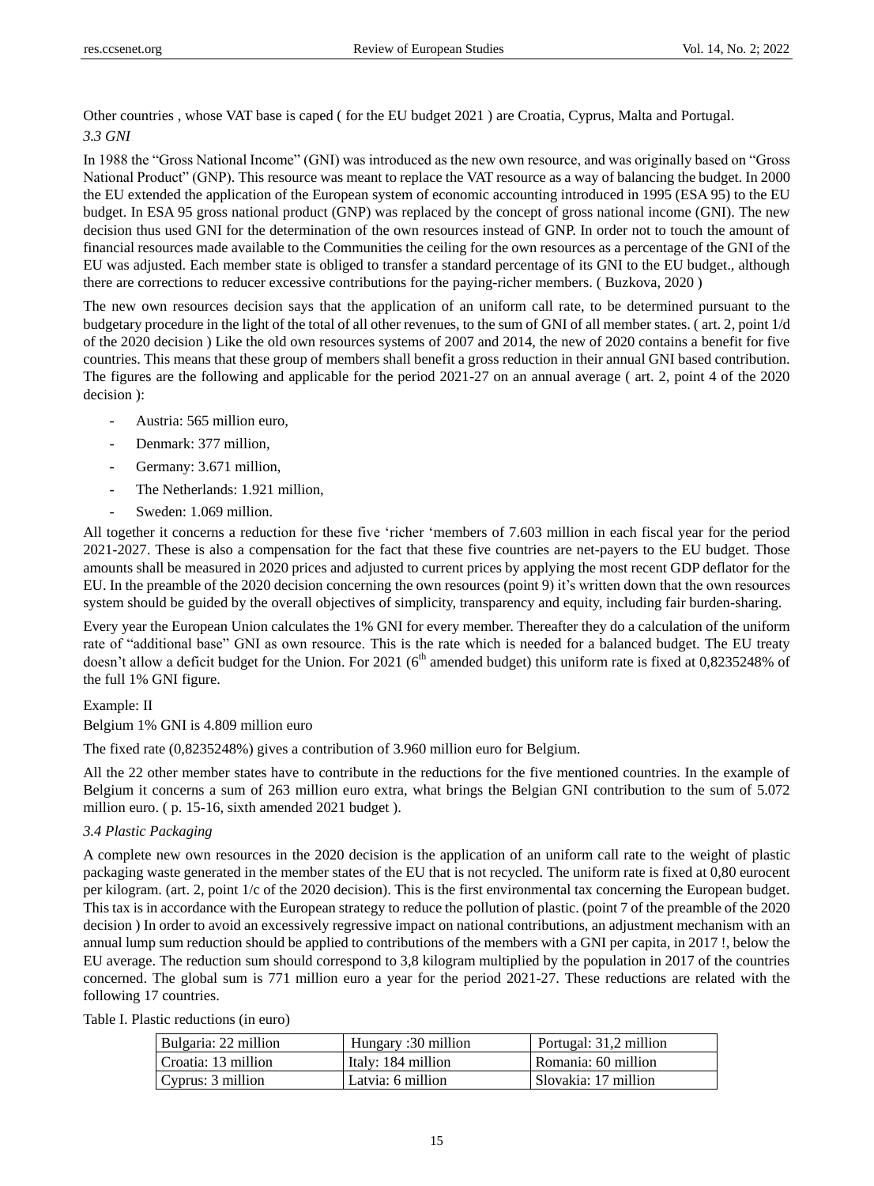Other countries , whose VAT base is caped ( for the EU budget 2021 ) are Croatia, Cyprus, Malta and Portugal.

### *3.3 GNI*

In 1988 the "Gross National Income" (GNI) was introduced as the new own resource, and was originally based on "Gross National Product" (GNP). This resource was meant to replace the VAT resource as a way of balancing the budget. In 2000 the EU extended the application of the European system of economic accounting introduced in 1995 (ESA 95) to the EU budget. In ESA 95 gross national product (GNP) was replaced by the concept of gross national income (GNI). The new decision thus used GNI for the determination of the own resources instead of GNP. In order not to touch the amount of financial resources made available to the Communities the ceiling for the own resources as a percentage of the GNI of the EU was adjusted. Each member state is obliged to transfer a standard percentage of its GNI to the EU budget., although there are corrections to reducer excessive contributions for the paying-richer members. ( Buzkova, 2020 )

The new own resources decision says that the application of an uniform call rate, to be determined pursuant to the budgetary procedure in the light of the total of all other revenues, to the sum of GNI of all member states. ( art. 2, point 1/d of the 2020 decision ) Like the old own resources systems of 2007 and 2014, the new of 2020 contains a benefit for five countries. This means that these group of members shall benefit a gross reduction in their annual GNI based contribution. The figures are the following and applicable for the period 2021-27 on an annual average ( art. 2, point 4 of the 2020 decision ):

- Austria: 565 million euro,
- Denmark: 377 million,
- Germany: 3.671 million,
- The Netherlands: 1.921 million,
- Sweden: 1.069 million.

All together it concerns a reduction for these five 'richer 'members of 7.603 million in each fiscal year for the period 2021-2027. These is also a compensation for the fact that these five countries are net-payers to the EU budget. Those amounts shall be measured in 2020 prices and adjusted to current prices by applying the most recent GDP deflator for the EU. In the preamble of the 2020 decision concerning the own resources (point 9) it's written down that the own resources system should be guided by the overall objectives of simplicity, transparency and equity, including fair burden-sharing.

Every year the European Union calculates the 1% GNI for every member. Thereafter they do a calculation of the uniform rate of "additional base" GNI as own resource. This is the rate which is needed for a balanced budget. The EU treaty doesn't allow a deficit budget for the Union. For 2021 (6th amended budget) this uniform rate is fixed at 0,8235248% of the full 1% GNI figure.

Example: II

Belgium 1% GNI is 4.809 million euro

The fixed rate (0,8235248%) gives a contribution of 3.960 million euro for Belgium.

All the 22 other member states have to contribute in the reductions for the five mentioned countries. In the example of Belgium it concerns a sum of 263 million euro extra, what brings the Belgian GNI contribution to the sum of 5.072 million euro. ( p. 15-16, sixth amended 2021 budget ).

### *3.4 Plastic Packaging*

A complete new own resources in the 2020 decision is the application of an uniform call rate to the weight of plastic packaging waste generated in the member states of the EU that is not recycled. The uniform rate is fixed at 0,80 eurocent per kilogram. (art. 2, point 1/c of the 2020 decision). This is the first environmental tax concerning the European budget. This tax is in accordance with the European strategy to reduce the pollution of plastic. (point 7 of the preamble of the 2020 decision ) In order to avoid an excessively regressive impact on national contributions, an adjustment mechanism with an annual lump sum reduction should be applied to contributions of the members with a GNI per capita, in 2017 !, below the EU average. The reduction sum should correspond to 3,8 kilogram multiplied by the population in 2017 of the countries concerned. The global sum is 771 million euro a year for the period 2021-27. These reductions are related with the following 17 countries.

Table I. Plastic reductions (in euro)

| | | |
|---|---|---|
| Bulgaria: 22 million | Hungary :30 million | Portugal: 31,2 million |
| Croatia: 13 million | Italy: 184 million | Romania: 60 million |
| Cyprus: 3 million | Latvia: 6 million | Slovakia: 17 million |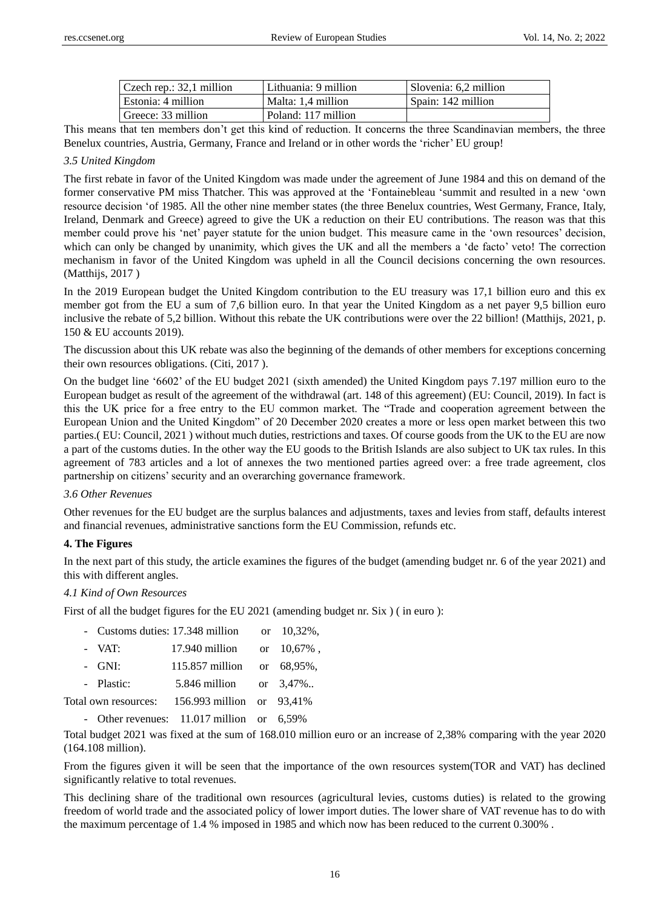| Czech rep.: 32,1 million | Lithuania: 9 million | Slovenia: 6,2 million |
| --- | --- | --- |
| Estonia: 4 million | Malta: 1,4 million | Spain: 142 million |
| Greece: 33 million | Poland: 117 million | |

This means that ten members don't get this kind of reduction. It concerns the three Scandinavian members, the three Benelux countries, Austria, Germany, France and Ireland or in other words the 'richer' EU group!

*3.5 United Kingdom*

The first rebate in favor of the United Kingdom was made under the agreement of June 1984 and this on demand of the former conservative PM miss Thatcher. This was approved at the 'Fontainebleau 'summit and resulted in a new 'own resource decision 'of 1985. All the other nine member states (the three Benelux countries, West Germany, France, Italy, Ireland, Denmark and Greece) agreed to give the UK a reduction on their EU contributions. The reason was that this member could prove his 'net' payer statute for the union budget. This measure came in the 'own resources' decision, which can only be changed by unanimity, which gives the UK and all the members a 'de facto' veto! The correction mechanism in favor of the United Kingdom was upheld in all the Council decisions concerning the own resources. (Matthijs, 2017 )

In the 2019 European budget the United Kingdom contribution to the EU treasury was 17,1 billion euro and this ex member got from the EU a sum of 7,6 billion euro. In that year the United Kingdom as a net payer 9,5 billion euro inclusive the rebate of 5,2 billion. Without this rebate the UK contributions were over the 22 billion! (Matthijs, 2021, p. 150 & EU accounts 2019).

The discussion about this UK rebate was also the beginning of the demands of other members for exceptions concerning their own resources obligations. (Citi, 2017 ).

On the budget line '6602' of the EU budget 2021 (sixth amended) the United Kingdom pays 7.197 million euro to the European budget as result of the agreement of the withdrawal (art. 148 of this agreement) (EU: Council, 2019). In fact is this the UK price for a free entry to the EU common market. The "Trade and cooperation agreement between the European Union and the United Kingdom" of 20 December 2020 creates a more or less open market between this two parties.( EU: Council, 2021 ) without much duties, restrictions and taxes. Of course goods from the UK to the EU are now a part of the customs duties. In the other way the EU goods to the British Islands are also subject to UK tax rules. In this agreement of 783 articles and a lot of annexes the two mentioned parties agreed over: a free trade agreement, clos partnership on citizens' security and an overarching governance framework.

*3.6 Other Revenues*

Other revenues for the EU budget are the surplus balances and adjustments, taxes and levies from staff, defaults interest and financial revenues, administrative sanctions form the EU Commission, refunds etc.

**4. The Figures**

In the next part of this study, the article examines the figures of the budget (amending budget nr. 6 of the year 2021) and this with different angles.

*4.1 Kind of Own Resources*

First of all the budget figures for the EU 2021 (amending budget nr. Six ) ( in euro ):

- Customs duties: 17.348 million or 10,32%,
- VAT: 17.940 million or 10,67% ,
- GNI: 115.857 million or 68,95%,
- Plastic: 5.846 million or 3,47%..

Total own resources: 156.993 million or 93,41%

- Other revenues: 11.017 million or 6,59%

Total budget 2021 was fixed at the sum of 168.010 million euro or an increase of 2,38% comparing with the year 2020 (164.108 million).

From the figures given it will be seen that the importance of the own resources system(TOR and VAT) has declined significantly relative to total revenues.

This declining share of the traditional own resources (agricultural levies, customs duties) is related to the growing freedom of world trade and the associated policy of lower import duties. The lower share of VAT revenue has to do with the maximum percentage of 1.4 % imposed in 1985 and which now has been reduced to the current 0.300% .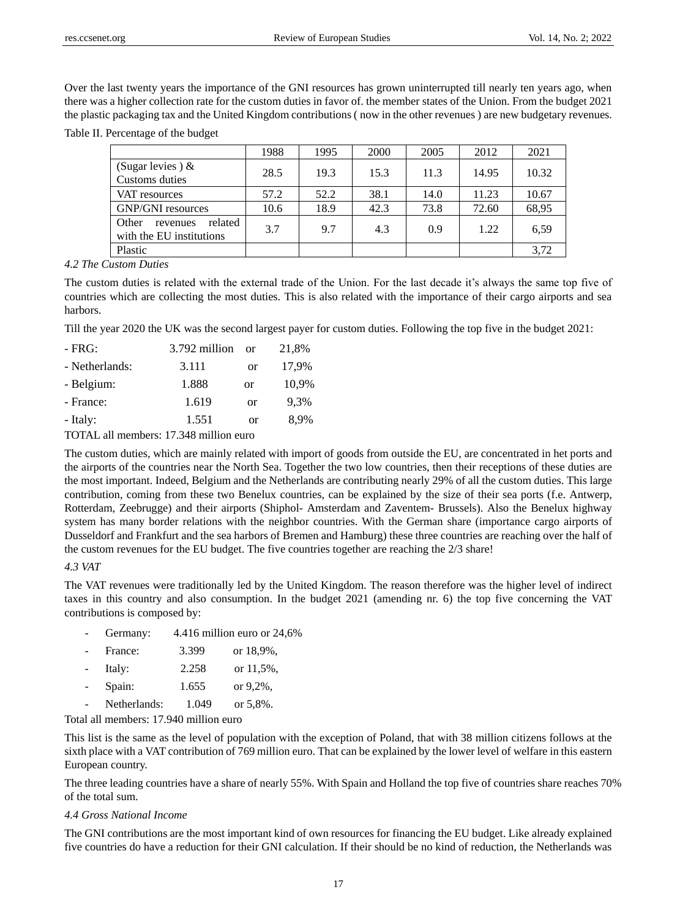Over the last twenty years the importance of the GNI resources has grown uninterrupted till nearly ten years ago, when there was a higher collection rate for the custom duties in favor of. the member states of the Union. From the budget 2021 the plastic packaging tax and the United Kingdom contributions ( now in the other revenues ) are new budgetary revenues.

Table II. Percentage of the budget

| | 1988 | 1995 | 2000 | 2005 | 2012 | 2021 |
|---|---|---|---|---|---|---|
| (Sugar levies ) & Customs duties | 28.5 | 19.3 | 15.3 | 11.3 | 14.95 | 10.32 |
| VAT resources | 57.2 | 52.2 | 38.1 | 14.0 | 11.23 | 10.67 |
| GNP/GNI resources | 10.6 | 18.9 | 42.3 | 73.8 | 72.60 | 68,95 |
| Other revenues related with the EU institutions | 3.7 | 9.7 | 4.3 | 0.9 | 1.22 | 6,59 |
| Plastic | | | | | | 3,72 |

*4.2 The Custom Duties*

The custom duties is related with the external trade of the Union. For the last decade it's always the same top five of countries which are collecting the most duties. This is also related with the importance of their cargo airports and sea harbors.

Till the year 2020 the UK was the second largest payer for custom duties. Following the top five in the budget 2021:

- FRG: 3.792 million or 21,8%
- Netherlands: 3.111 or 17,9%
- Belgium: 1.888 or 10,9%
- France: 1.619 or 9,3%
- Italy: 1.551 or 8,9%

TOTAL all members: 17.348 million euro

The custom duties, which are mainly related with import of goods from outside the EU, are concentrated in het ports and the airports of the countries near the North Sea. Together the two low countries, then their receptions of these duties are the most important. Indeed, Belgium and the Netherlands are contributing nearly 29% of all the custom duties. This large contribution, coming from these two Benelux countries, can be explained by the size of their sea ports (f.e. Antwerp, Rotterdam, Zeebrugge) and their airports (Shiphol- Amsterdam and Zaventem- Brussels). Also the Benelux highway system has many border relations with the neighbor countries. With the German share (importance cargo airports of Dusseldorf and Frankfurt and the sea harbors of Bremen and Hamburg) these three countries are reaching over the half of the custom revenues for the EU budget. The five countries together are reaching the 2/3 share!

*4.3 VAT*

The VAT revenues were traditionally led by the United Kingdom. The reason therefore was the higher level of indirect taxes in this country and also consumption. In the budget 2021 (amending nr. 6) the top five concerning the VAT contributions is composed by:

- Germany: 4.416 million euro or 24,6%
- France: 3.399 or 18,9%,
- Italy: 2.258 or 11,5%,
- Spain: 1.655 or 9,2%,
- Netherlands: 1.049 or 5,8%.

Total all members: 17.940 million euro

This list is the same as the level of population with the exception of Poland, that with 38 million citizens follows at the sixth place with a VAT contribution of 769 million euro. That can be explained by the lower level of welfare in this eastern European country.

The three leading countries have a share of nearly 55%. With Spain and Holland the top five of countries share reaches 70% of the total sum.

*4.4 Gross National Income*

The GNI contributions are the most important kind of own resources for financing the EU budget. Like already explained five countries do have a reduction for their GNI calculation. If their should be no kind of reduction, the Netherlands was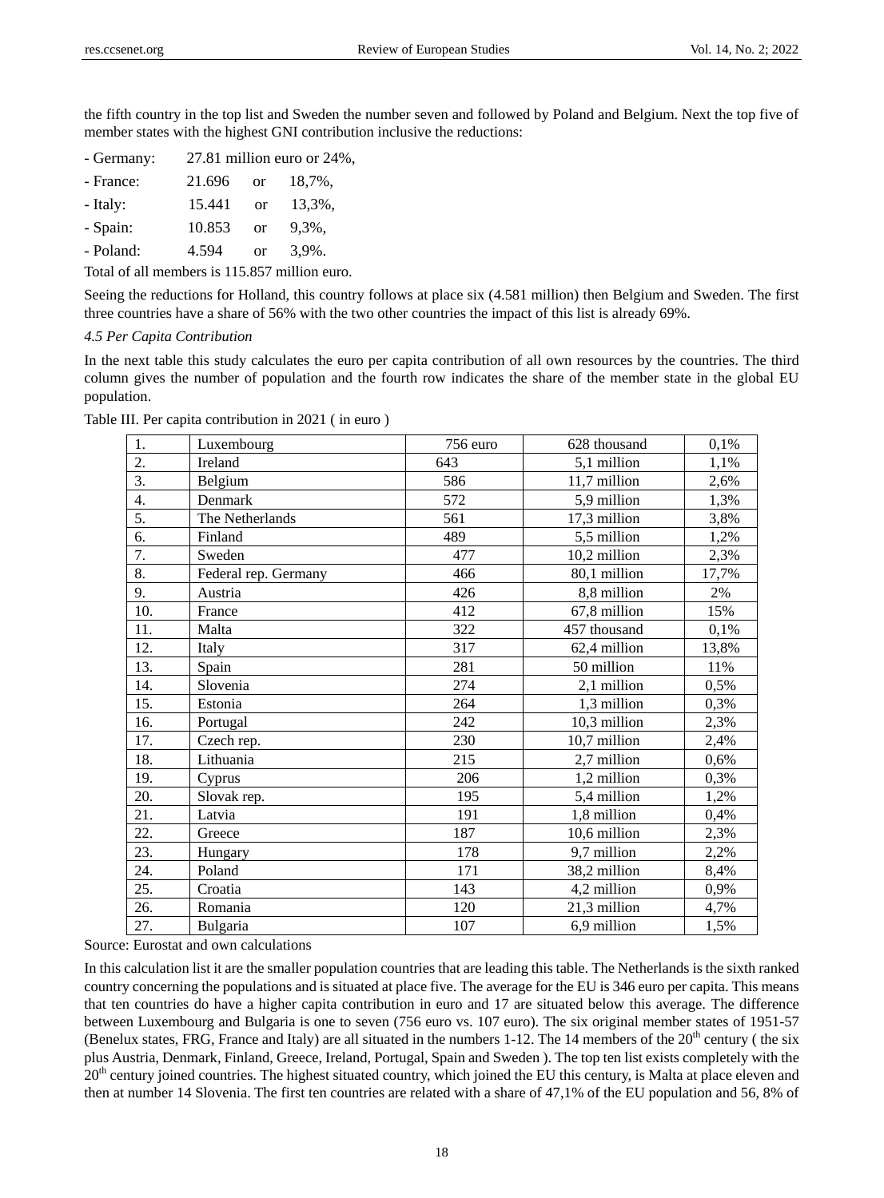the fifth country in the top list and Sweden the number seven and followed by Poland and Belgium. Next the top five of member states with the highest GNI contribution inclusive the reductions:

- Germany: 27.81 million euro or 24%,
- France: 21.696 or 18,7%,
- Italy: 15.441 or 13,3%,
- Spain: 10.853 or 9,3%,
- Poland: 4.594 or 3,9%.

Total of all members is 115.857 million euro.

Seeing the reductions for Holland, this country follows at place six (4.581 million) then Belgium and Sweden. The first three countries have a share of 56% with the two other countries the impact of this list is already 69%.

*4.5 Per Capita Contribution*

In the next table this study calculates the euro per capita contribution of all own resources by the countries. The third column gives the number of population and the fourth row indicates the share of the member state in the global EU population.

Table III. Per capita contribution in 2021 ( in euro )

| | | | | |
|---|---|---|---|---|
| 1. | Luxembourg | 756 euro | 628 thousand | 0,1% |
| 2. | Ireland | 643 | 5,1 million | 1,1% |
| 3. | Belgium | 586 | 11,7 million | 2,6% |
| 4. | Denmark | 572 | 5,9 million | 1,3% |
| 5. | The Netherlands | 561 | 17,3 million | 3,8% |
| 6. | Finland | 489 | 5,5 million | 1,2% |
| 7. | Sweden | 477 | 10,2 million | 2,3% |
| 8. | Federal rep. Germany | 466 | 80,1 million | 17,7% |
| 9. | Austria | 426 | 8,8 million | 2% |
| 10. | France | 412 | 67,8 million | 15% |
| 11. | Malta | 322 | 457 thousand | 0,1% |
| 12. | Italy | 317 | 62,4 million | 13,8% |
| 13. | Spain | 281 | 50 million | 11% |
| 14. | Slovenia | 274 | 2,1 million | 0,5% |
| 15. | Estonia | 264 | 1,3 million | 0,3% |
| 16. | Portugal | 242 | 10,3 million | 2,3% |
| 17. | Czech rep. | 230 | 10,7 million | 2,4% |
| 18. | Lithuania | 215 | 2,7 million | 0,6% |
| 19. | Cyprus | 206 | 1,2 million | 0,3% |
| 20. | Slovak rep. | 195 | 5,4 million | 1,2% |
| 21. | Latvia | 191 | 1,8 million | 0,4% |
| 22. | Greece | 187 | 10,6 million | 2,3% |
| 23. | Hungary | 178 | 9,7 million | 2,2% |
| 24. | Poland | 171 | 38,2 million | 8,4% |
| 25. | Croatia | 143 | 4,2 million | 0,9% |
| 26. | Romania | 120 | 21,3 million | 4,7% |
| 27. | Bulgaria | 107 | 6,9 million | 1,5% |

Source: Eurostat and own calculations

In this calculation list it are the smaller population countries that are leading this table. The Netherlands is the sixth ranked country concerning the populations and is situated at place five. The average for the EU is 346 euro per capita. This means that ten countries do have a higher capita contribution in euro and 17 are situated below this average. The difference between Luxembourg and Bulgaria is one to seven (756 euro vs. 107 euro). The six original member states of 1951-57 (Benelux states, FRG, France and Italy) are all situated in the numbers 1-12. The 14 members of the 20th century ( the six plus Austria, Denmark, Finland, Greece, Ireland, Portugal, Spain and Sweden ). The top ten list exists completely with the 20th century joined countries. The highest situated country, which joined the EU this century, is Malta at place eleven and then at number 14 Slovenia. The first ten countries are related with a share of 47,1% of the EU population and 56, 8% of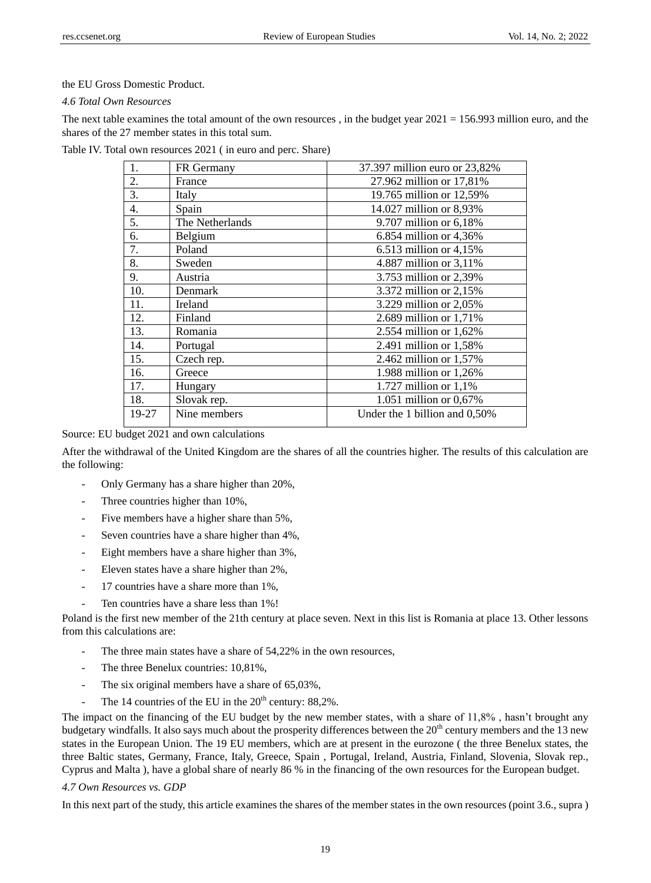the EU Gross Domestic Product.

*4.6 Total Own Resources*

The next table examines the total amount of the own resources , in the budget year 2021 = 156.993 million euro, and the shares of the 27 member states in this total sum.

Table IV. Total own resources 2021 ( in euro and perc. Share)

| | | |
|---|---|---|
| 1. | FR Germany | 37.397 million euro or 23,82% |
| 2. | France | 27.962 million or 17,81% |
| 3. | Italy | 19.765 million or 12,59% |
| 4. | Spain | 14.027 million or 8,93% |
| 5. | The Netherlands | 9.707 million or 6,18% |
| 6. | Belgium | 6.854 million or 4,36% |
| 7. | Poland | 6.513 million or 4,15% |
| 8. | Sweden | 4.887 million or 3,11% |
| 9. | Austria | 3.753 million or 2,39% |
| 10. | Denmark | 3.372 million or 2,15% |
| 11. | Ireland | 3.229 million or 2,05% |
| 12. | Finland | 2.689 million or 1,71% |
| 13. | Romania | 2.554 million or 1,62% |
| 14. | Portugal | 2.491 million or 1,58% |
| 15. | Czech rep. | 2.462 million or 1,57% |
| 16. | Greece | 1.988 million or 1,26% |
| 17. | Hungary | 1.727 million or 1,1% |
| 18. | Slovak rep. | 1.051 million or 0,67% |
| 19-27 | Nine members | Under the 1 billion and 0,50% |

Source: EU budget 2021 and own calculations

After the withdrawal of the United Kingdom are the shares of all the countries higher. The results of this calculation are the following:

- Only Germany has a share higher than 20%,
- Three countries higher than 10%,
- Five members have a higher share than 5%,
- Seven countries have a share higher than 4%,
- Eight members have a share higher than 3%,
- Eleven states have a share higher than 2%,
- 17 countries have a share more than 1%,
- Ten countries have a share less than 1%!

Poland is the first new member of the 21th century at place seven. Next in this list is Romania at place 13. Other lessons from this calculations are:

- The three main states have a share of 54,22% in the own resources,
- The three Benelux countries: 10,81%,
- The six original members have a share of 65,03%,
- The 14 countries of the EU in the 20th century: 88,2%.

The impact on the financing of the EU budget by the new member states, with a share of 11,8% , hasn't brought any budgetary windfalls. It also says much about the prosperity differences between the 20th century members and the 13 new states in the European Union. The 19 EU members, which are at present in the eurozone ( the three Benelux states, the three Baltic states, Germany, France, Italy, Greece, Spain , Portugal, Ireland, Austria, Finland, Slovenia, Slovak rep., Cyprus and Malta ), have a global share of nearly 86 % in the financing of the own resources for the European budget.

*4.7 Own Resources vs. GDP*

In this next part of the study, this article examines the shares of the member states in the own resources (point 3.6., supra )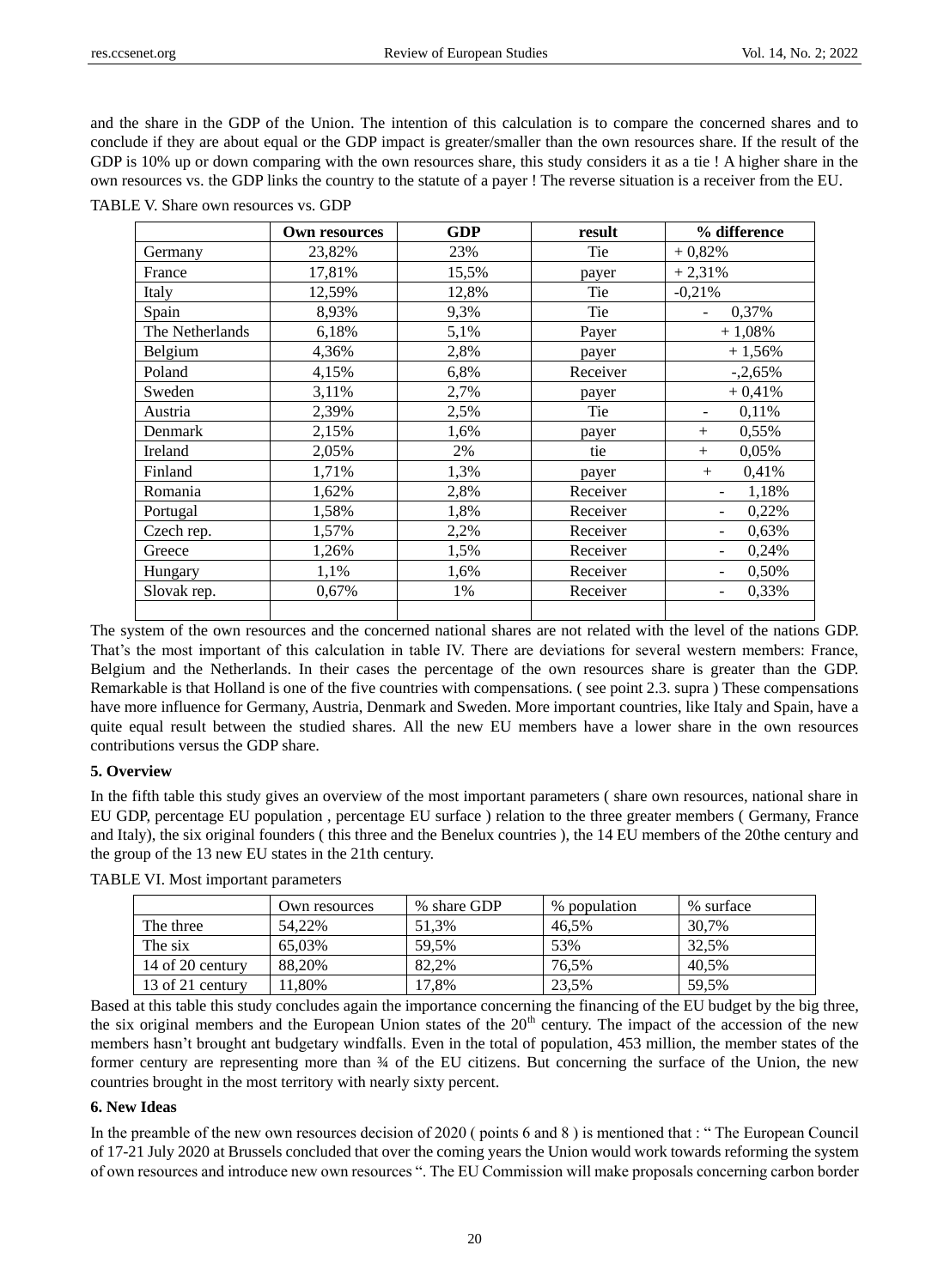and the share in the GDP of the Union. The intention of this calculation is to compare the concerned shares and to conclude if they are about equal or the GDP impact is greater/smaller than the own resources share. If the result of the GDP is 10% up or down comparing with the own resources share, this study considers it as a tie ! A higher share in the own resources vs. the GDP links the country to the statute of a payer ! The reverse situation is a receiver from the EU.

TABLE V. Share own resources vs. GDP

| | **Own resources** | **GDP** | **result** | **% difference** |
|---|---|---|---|---|
| Germany | 23,82% | 23% | Tie | + 0,82% |
| France | 17,81% | 15,5% | payer | + 2,31% |
| Italy | 12,59% | 12,8% | Tie | -0,21% |
| Spain | 8,93% | 9,3% | Tie | - 0,37% |
| The Netherlands | 6,18% | 5,1% | Payer | + 1,08% |
| Belgium | 4,36% | 2,8% | payer | + 1,56% |
| Poland | 4,15% | 6,8% | Receiver | -,2,65% |
| Sweden | 3,11% | 2,7% | payer | + 0,41% |
| Austria | 2,39% | 2,5% | Tie | - 0,11% |
| Denmark | 2,15% | 1,6% | payer | + 0,55% |
| Ireland | 2,05% | 2% | tie | + 0,05% |
| Finland | 1,71% | 1,3% | payer | + 0,41% |
| Romania | 1,62% | 2,8% | Receiver | - 1,18% |
| Portugal | 1,58% | 1,8% | Receiver | - 0,22% |
| Czech rep. | 1,57% | 2,2% | Receiver | - 0,63% |
| Greece | 1,26% | 1,5% | Receiver | - 0,24% |
| Hungary | 1,1% | 1,6% | Receiver | - 0,50% |
| Slovak rep. | 0,67% | 1% | Receiver | - 0,33% |
| | | | | |

The system of the own resources and the concerned national shares are not related with the level of the nations GDP. That's the most important of this calculation in table IV. There are deviations for several western members: France, Belgium and the Netherlands. In their cases the percentage of the own resources share is greater than the GDP. Remarkable is that Holland is one of the five countries with compensations. ( see point 2.3. supra ) These compensations have more influence for Germany, Austria, Denmark and Sweden. More important countries, like Italy and Spain, have a quite equal result between the studied shares. All the new EU members have a lower share in the own resources contributions versus the GDP share.

**5. Overview**

In the fifth table this study gives an overview of the most important parameters ( share own resources, national share in EU GDP, percentage EU population , percentage EU surface ) relation to the three greater members ( Germany, France and Italy), the six original founders ( this three and the Benelux countries ), the 14 EU members of the 20the century and the group of the 13 new EU states in the 21th century.

TABLE VI. Most important parameters

| | Own resources | % share GDP | % population | % surface |
|---|---|---|---|---|
| The three | 54,22% | 51,3% | 46,5% | 30,7% |
| The six | 65,03% | 59,5% | 53% | 32,5% |
| 14 of 20 century | 88,20% | 82,2% | 76,5% | 40,5% |
| 13 of 21 century | 11,80% | 17,8% | 23,5% | 59,5% |

Based at this table this study concludes again the importance concerning the financing of the EU budget by the big three, the six original members and the European Union states of the 20th century. The impact of the accession of the new members hasn't brought ant budgetary windfalls. Even in the total of population, 453 million, the member states of the former century are representing more than ¾ of the EU citizens. But concerning the surface of the Union, the new countries brought in the most territory with nearly sixty percent.

**6. New Ideas**

In the preamble of the new own resources decision of 2020 ( points 6 and 8 ) is mentioned that : " The European Council of 17-21 July 2020 at Brussels concluded that over the coming years the Union would work towards reforming the system of own resources and introduce new own resources ". The EU Commission will make proposals concerning carbon border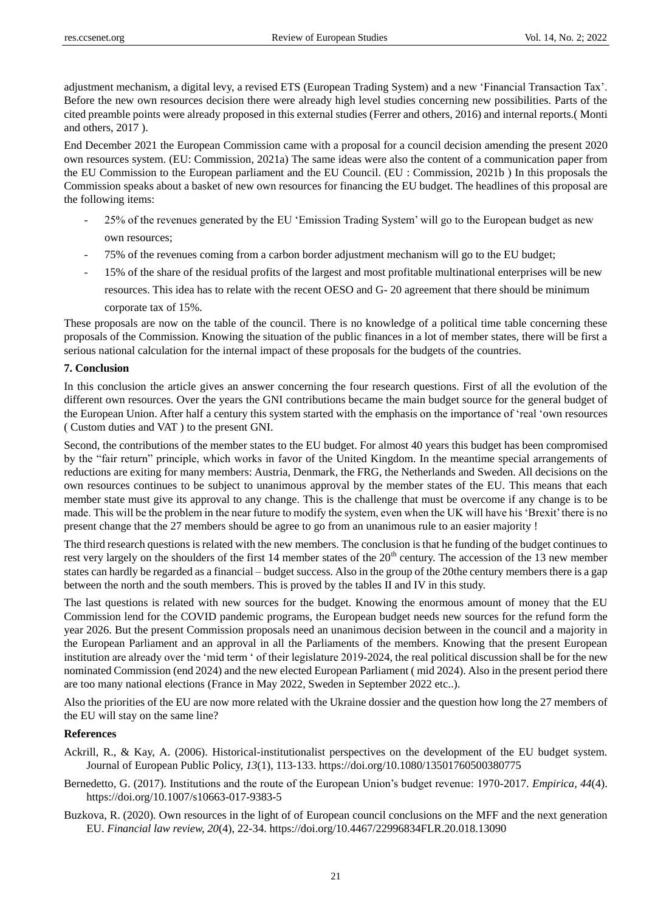adjustment mechanism, a digital levy, a revised ETS (European Trading System) and a new 'Financial Transaction Tax'. Before the new own resources decision there were already high level studies concerning new possibilities. Parts of the cited preamble points were already proposed in this external studies (Ferrer and others, 2016) and internal reports.( Monti and others, 2017 ).

End December 2021 the European Commission came with a proposal for a council decision amending the present 2020 own resources system. (EU: Commission, 2021a) The same ideas were also the content of a communication paper from the EU Commission to the European parliament and the EU Council. (EU : Commission, 2021b ) In this proposals the Commission speaks about a basket of new own resources for financing the EU budget. The headlines of this proposal are the following items:

- 25% of the revenues generated by the EU 'Emission Trading System' will go to the European budget as new own resources;
- 75% of the revenues coming from a carbon border adjustment mechanism will go to the EU budget;
- 15% of the share of the residual profits of the largest and most profitable multinational enterprises will be new resources. This idea has to relate with the recent OESO and G- 20 agreement that there should be minimum corporate tax of 15%.

These proposals are now on the table of the council. There is no knowledge of a political time table concerning these proposals of the Commission. Knowing the situation of the public finances in a lot of member states, there will be first a serious national calculation for the internal impact of these proposals for the budgets of the countries.

**7. Conclusion**

In this conclusion the article gives an answer concerning the four research questions. First of all the evolution of the different own resources. Over the years the GNI contributions became the main budget source for the general budget of the European Union. After half a century this system started with the emphasis on the importance of 'real 'own resources ( Custom duties and VAT ) to the present GNI.

Second, the contributions of the member states to the EU budget. For almost 40 years this budget has been compromised by the "fair return" principle, which works in favor of the United Kingdom. In the meantime special arrangements of reductions are exiting for many members: Austria, Denmark, the FRG, the Netherlands and Sweden. All decisions on the own resources continues to be subject to unanimous approval by the member states of the EU. This means that each member state must give its approval to any change. This is the challenge that must be overcome if any change is to be made. This will be the problem in the near future to modify the system, even when the UK will have his 'Brexit' there is no present change that the 27 members should be agree to go from an unanimous rule to an easier majority !

The third research questions is related with the new members. The conclusion is that he funding of the budget continues to rest very largely on the shoulders of the first 14 member states of the 20th century. The accession of the 13 new member states can hardly be regarded as a financial – budget success. Also in the group of the 20the century members there is a gap between the north and the south members. This is proved by the tables II and IV in this study.

The last questions is related with new sources for the budget. Knowing the enormous amount of money that the EU Commission lend for the COVID pandemic programs, the European budget needs new sources for the refund form the year 2026. But the present Commission proposals need an unanimous decision between in the council and a majority in the European Parliament and an approval in all the Parliaments of the members. Knowing that the present European institution are already over the 'mid term ' of their legislature 2019-2024, the real political discussion shall be for the new nominated Commission (end 2024) and the new elected European Parliament ( mid 2024). Also in the present period there are too many national elections (France in May 2022, Sweden in September 2022 etc..).

Also the priorities of the EU are now more related with the Ukraine dossier and the question how long the 27 members of the EU will stay on the same line?

**References**

Ackrill, R., & Kay, A. (2006). Historical-institutionalist perspectives on the development of the EU budget system. Journal of European Public Policy, *13*(1), 113-133. https://doi.org/10.1080/13501760500380775

Bernedetto, G. (2017). Institutions and the route of the European Union's budget revenue: 1970-2017. *Empirica, 44*(4). https://doi.org/10.1007/s10663-017-9383-5

Buzkova, R. (2020). Own resources in the light of of European council conclusions on the MFF and the next generation EU. *Financial law review, 20*(4), 22-34. https://doi.org/10.4467/22996834FLR.20.018.13090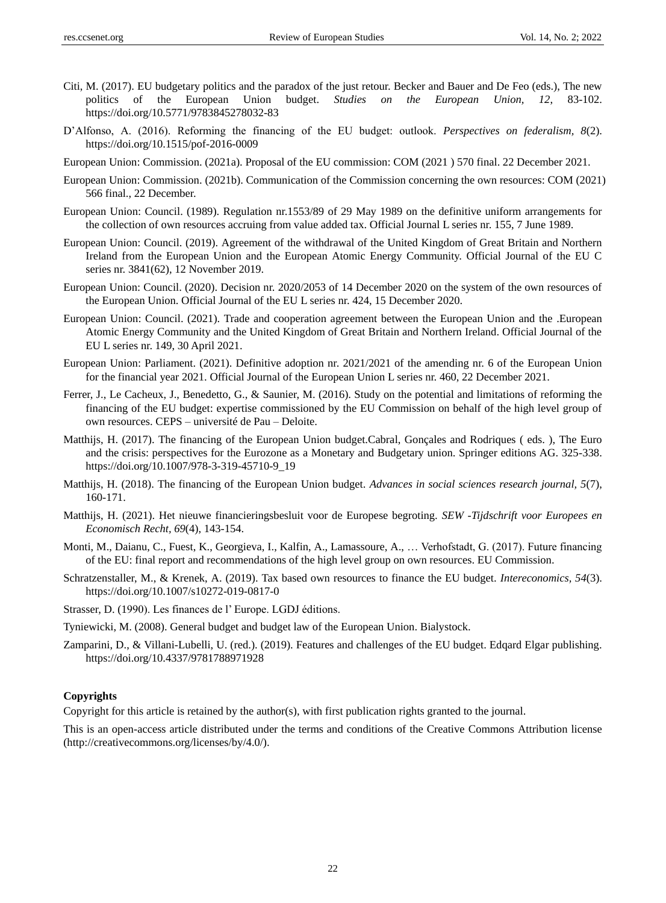Citi, M. (2017). EU budgetary politics and the paradox of the just retour. Becker and Bauer and De Feo (eds.), The new politics of the European Union budget. *Studies on the European Union, 12*, 83-102. https://doi.org/10.5771/9783845278032-83

D'Alfonso, A. (2016). Reforming the financing of the EU budget: outlook. *Perspectives on federalism, 8*(2). https://doi.org/10.1515/pof-2016-0009

European Union: Commission. (2021a). Proposal of the EU commission: COM (2021 ) 570 final. 22 December 2021.

European Union: Commission. (2021b). Communication of the Commission concerning the own resources: COM (2021) 566 final., 22 December.

European Union: Council. (1989). Regulation nr.1553/89 of 29 May 1989 on the definitive uniform arrangements for the collection of own resources accruing from value added tax. Official Journal L series nr. 155, 7 June 1989.

European Union: Council. (2019). Agreement of the withdrawal of the United Kingdom of Great Britain and Northern Ireland from the European Union and the European Atomic Energy Community. Official Journal of the EU C series nr. 3841(62), 12 November 2019.

European Union: Council. (2020). Decision nr. 2020/2053 of 14 December 2020 on the system of the own resources of the European Union. Official Journal of the EU L series nr. 424, 15 December 2020.

European Union: Council. (2021). Trade and cooperation agreement between the European Union and the .European Atomic Energy Community and the United Kingdom of Great Britain and Northern Ireland. Official Journal of the EU L series nr. 149, 30 April 2021.

European Union: Parliament. (2021). Definitive adoption nr. 2021/2021 of the amending nr. 6 of the European Union for the financial year 2021. Official Journal of the European Union L series nr. 460, 22 December 2021.

Ferrer, J., Le Cacheux, J., Benedetto, G., & Saunier, M. (2016). Study on the potential and limitations of reforming the financing of the EU budget: expertise commissioned by the EU Commission on behalf of the high level group of own resources. CEPS – université de Pau – Deloite.

Matthijs, H. (2017). The financing of the European Union budget.Cabral, Gonçales and Rodriques ( eds. ), The Euro and the crisis: perspectives for the Eurozone as a Monetary and Budgetary union. Springer editions AG. 325-338. https://doi.org/10.1007/978-3-319-45710-9_19

Matthijs, H. (2018). The financing of the European Union budget. *Advances in social sciences research journal, 5*(7), 160-171.

Matthijs, H. (2021). Het nieuwe financieringsbesluit voor de Europese begroting. *SEW -Tijdschrift voor Europees en Economisch Recht, 69*(4), 143-154.

Monti, M., Daianu, C., Fuest, K., Georgieva, I., Kalfin, A., Lamassoure, A., … Verhofstadt, G. (2017). Future financing of the EU: final report and recommendations of the high level group on own resources. EU Commission.

Schratzenstaller, M., & Krenek, A. (2019). Tax based own resources to finance the EU budget. *Intereconomics, 54*(3). https://doi.org/10.1007/s10272-019-0817-0

Strasser, D. (1990). Les finances de l' Europe. LGDJ éditions.

Tyniewicki, M. (2008). General budget and budget law of the European Union. Bialystock.

Zamparini, D., & Villani-Lubelli, U. (red.). (2019). Features and challenges of the EU budget. Edqard Elgar publishing. https://doi.org/10.4337/9781788971928

**Copyrights**

Copyright for this article is retained by the author(s), with first publication rights granted to the journal.

This is an open-access article distributed under the terms and conditions of the Creative Commons Attribution license (http://creativecommons.org/licenses/by/4.0/).